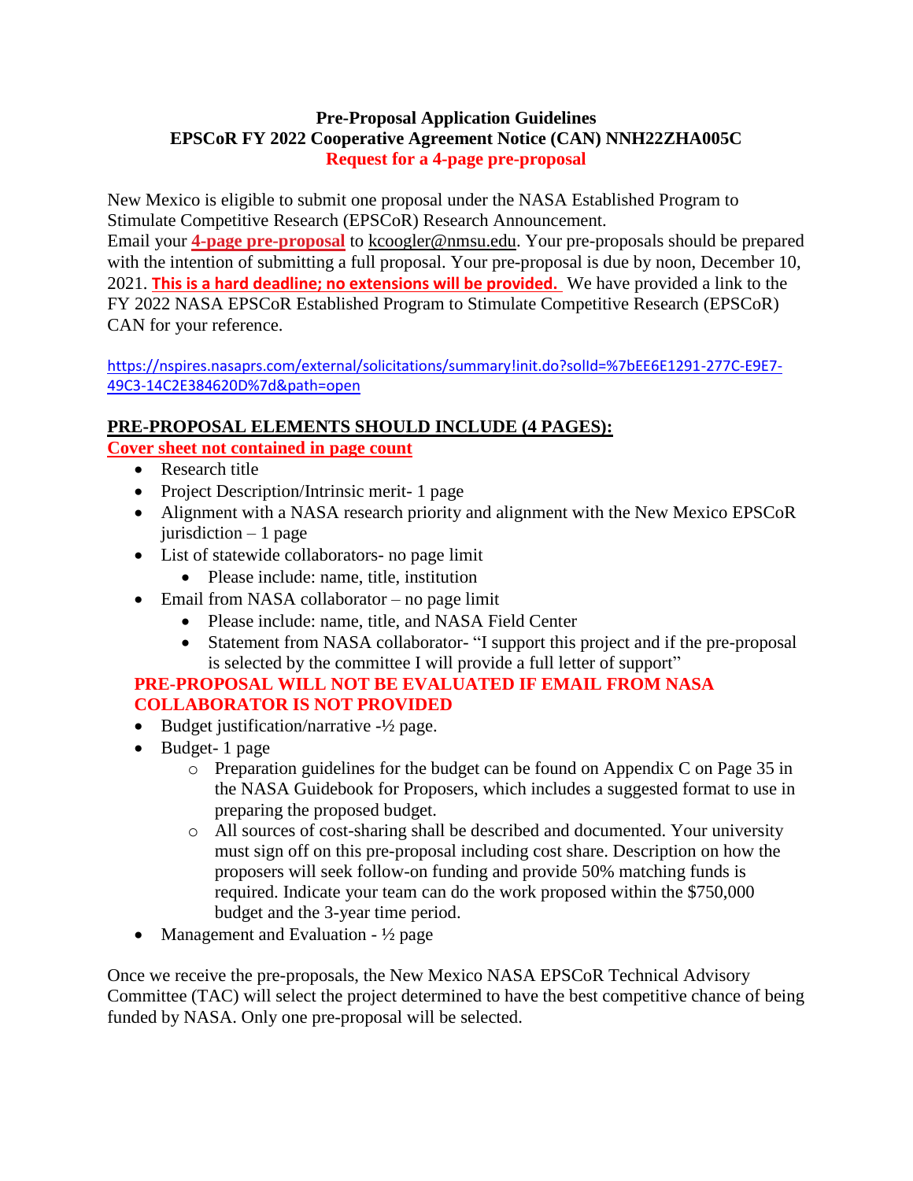# Pre-Proposal Application Guidelines
## EPSCoR FY 2022 Cooperative Agreement Notice (CAN) NNH22ZHA005C
### Request for a 4-page pre-proposal

New Mexico is eligible to submit one proposal under the NASA Established Program to Stimulate Competitive Research (EPSCoR) Research Announcement.
Email your **4-page pre-proposal** to kcoogler@nmsu.edu. Your pre-proposals should be prepared with the intention of submitting a full proposal. Your pre-proposal is due by noon, December 10, 2021. **This is a hard deadline; no extensions will be provided.** We have provided a link to the FY 2022 NASA EPSCoR Established Program to Stimulate Competitive Research (EPSCoR) CAN for your reference.

https://nspires.nasaprs.com/external/solicitations/summary!init.do?solId=%7bEE6E1291-277C-E9E7-49C3-14C2E384620D%7d&path=open

**PRE-PROPOSAL ELEMENTS SHOULD INCLUDE (4 PAGES):**

**Cover sheet not contained in page count**

- Research title
- Project Description/Intrinsic merit- 1 page
- Alignment with a NASA research priority and alignment with the New Mexico EPSCoR jurisdiction – 1 page
- List of statewide collaborators- no page limit
  - Please include: name, title, institution
- Email from NASA collaborator – no page limit
  - Please include: name, title, and NASA Field Center
  - Statement from NASA collaborator- "I support this project and if the pre-proposal is selected by the committee I will provide a full letter of support"

**PRE-PROPOSAL WILL NOT BE EVALUATED IF EMAIL FROM NASA COLLABORATOR IS NOT PROVIDED**

- Budget justification/narrative -½ page.
- Budget- 1 page
  - Preparation guidelines for the budget can be found on Appendix C on Page 35 in the NASA Guidebook for Proposers, which includes a suggested format to use in preparing the proposed budget.
  - All sources of cost-sharing shall be described and documented. Your university must sign off on this pre-proposal including cost share. Description on how the proposers will seek follow-on funding and provide 50% matching funds is required. Indicate your team can do the work proposed within the $750,000 budget and the 3-year time period.
- Management and Evaluation - ½ page

Once we receive the pre-proposals, the New Mexico NASA EPSCoR Technical Advisory Committee (TAC) will select the project determined to have the best competitive chance of being funded by NASA. Only one pre-proposal will be selected.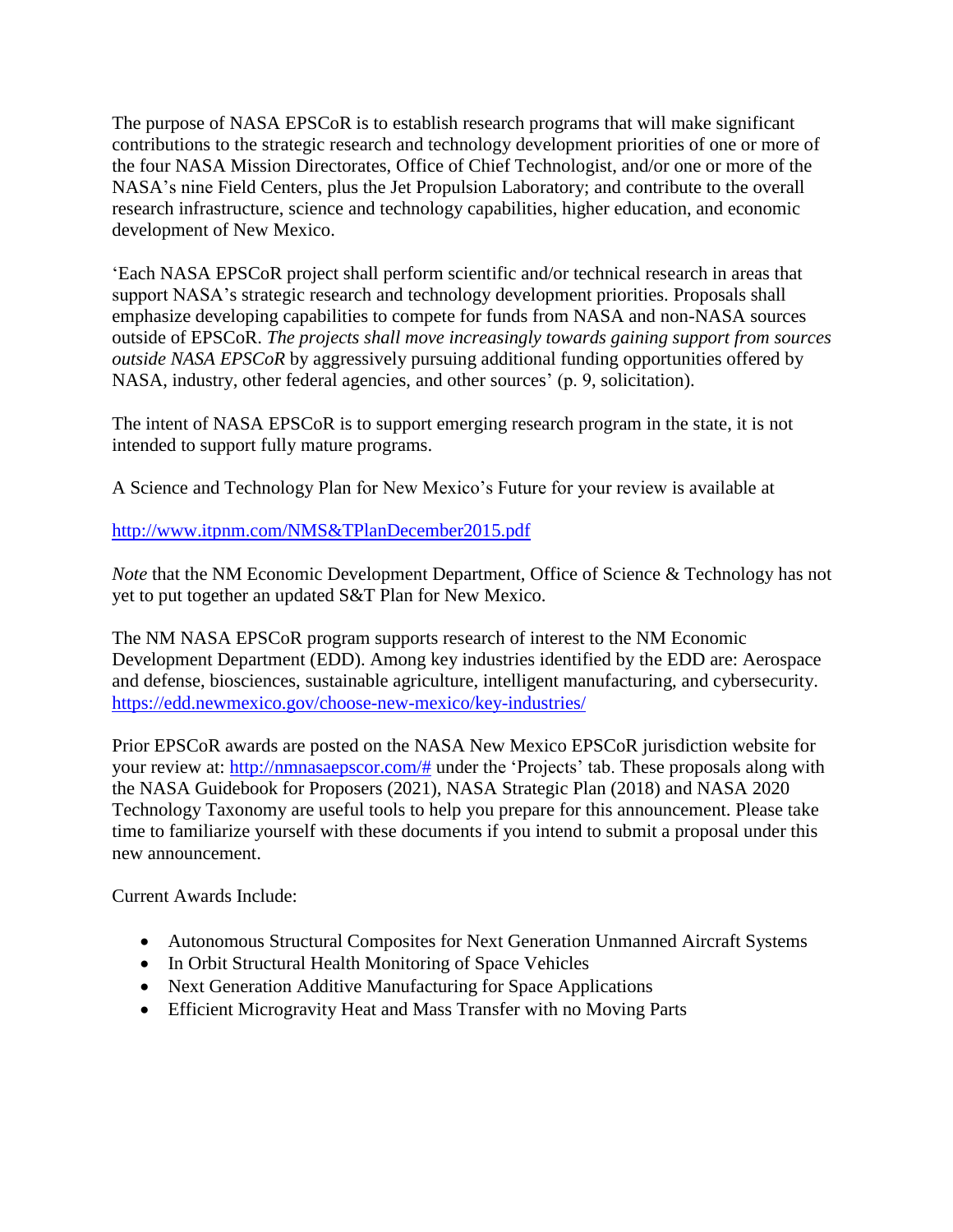The purpose of NASA EPSCoR is to establish research programs that will make significant contributions to the strategic research and technology development priorities of one or more of the four NASA Mission Directorates, Office of Chief Technologist, and/or one or more of the NASA's nine Field Centers, plus the Jet Propulsion Laboratory; and contribute to the overall research infrastructure, science and technology capabilities, higher education, and economic development of New Mexico.

'Each NASA EPSCoR project shall perform scientific and/or technical research in areas that support NASA's strategic research and technology development priorities. Proposals shall emphasize developing capabilities to compete for funds from NASA and non-NASA sources outside of EPSCoR. *The projects shall move increasingly towards gaining support from sources outside NASA EPSCoR* by aggressively pursuing additional funding opportunities offered by NASA, industry, other federal agencies, and other sources' (p. 9, solicitation).

The intent of NASA EPSCoR is to support emerging research program in the state, it is not intended to support fully mature programs.

A Science and Technology Plan for New Mexico's Future for your review is available at

http://www.itpnm.com/NMS&TPlanDecember2015.pdf

*Note* that the NM Economic Development Department, Office of Science & Technology has not yet to put together an updated S&T Plan for New Mexico.

The NM NASA EPSCoR program supports research of interest to the NM Economic Development Department (EDD). Among key industries identified by the EDD are: Aerospace and defense, biosciences, sustainable agriculture, intelligent manufacturing, and cybersecurity. https://edd.newmexico.gov/choose-new-mexico/key-industries/

Prior EPSCoR awards are posted on the NASA New Mexico EPSCoR jurisdiction website for your review at: http://nmnasaepscor.com/# under the 'Projects' tab. These proposals along with the NASA Guidebook for Proposers (2021), NASA Strategic Plan (2018) and NASA 2020 Technology Taxonomy are useful tools to help you prepare for this announcement. Please take time to familiarize yourself with these documents if you intend to submit a proposal under this new announcement.

Current Awards Include:

- Autonomous Structural Composites for Next Generation Unmanned Aircraft Systems
- In Orbit Structural Health Monitoring of Space Vehicles
- Next Generation Additive Manufacturing for Space Applications
- Efficient Microgravity Heat and Mass Transfer with no Moving Parts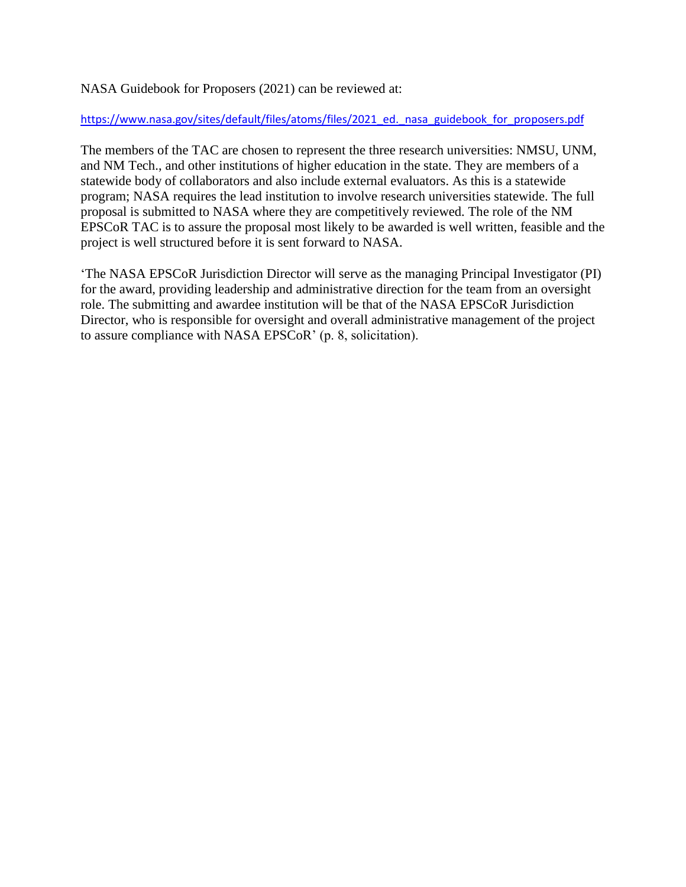NASA Guidebook for Proposers (2021) can be reviewed at:

https://www.nasa.gov/sites/default/files/atoms/files/2021_ed._nasa_guidebook_for_proposers.pdf

The members of the TAC are chosen to represent the three research universities: NMSU, UNM, and NM Tech., and other institutions of higher education in the state. They are members of a statewide body of collaborators and also include external evaluators. As this is a statewide program; NASA requires the lead institution to involve research universities statewide. The full proposal is submitted to NASA where they are competitively reviewed. The role of the NM EPSCoR TAC is to assure the proposal most likely to be awarded is well written, feasible and the project is well structured before it is sent forward to NASA.

'The NASA EPSCoR Jurisdiction Director will serve as the managing Principal Investigator (PI) for the award, providing leadership and administrative direction for the team from an oversight role. The submitting and awardee institution will be that of the NASA EPSCoR Jurisdiction Director, who is responsible for oversight and overall administrative management of the project to assure compliance with NASA EPSCoR' (p. 8, solicitation).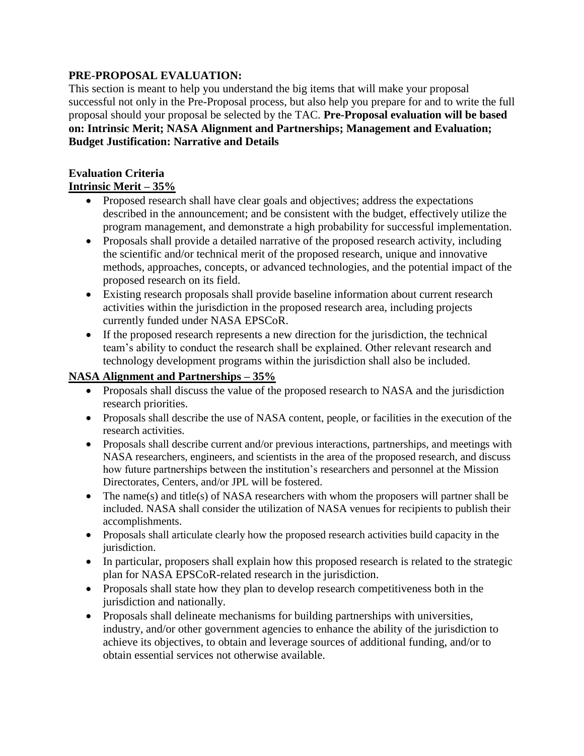**PRE-PROPOSAL EVALUATION:**

This section is meant to help you understand the big items that will make your proposal successful not only in the Pre-Proposal process, but also help you prepare for and to write the full proposal should your proposal be selected by the TAC. **Pre-Proposal evaluation will be based on: Intrinsic Merit; NASA Alignment and Partnerships; Management and Evaluation; Budget Justification: Narrative and Details**

**Evaluation Criteria**

**Intrinsic Merit – 35%**

- Proposed research shall have clear goals and objectives; address the expectations described in the announcement; and be consistent with the budget, effectively utilize the program management, and demonstrate a high probability for successful implementation.
- Proposals shall provide a detailed narrative of the proposed research activity, including the scientific and/or technical merit of the proposed research, unique and innovative methods, approaches, concepts, or advanced technologies, and the potential impact of the proposed research on its field.
- Existing research proposals shall provide baseline information about current research activities within the jurisdiction in the proposed research area, including projects currently funded under NASA EPSCoR.
- If the proposed research represents a new direction for the jurisdiction, the technical team's ability to conduct the research shall be explained. Other relevant research and technology development programs within the jurisdiction shall also be included.

**NASA Alignment and Partnerships – 35%**

- Proposals shall discuss the value of the proposed research to NASA and the jurisdiction research priorities.
- Proposals shall describe the use of NASA content, people, or facilities in the execution of the research activities.
- Proposals shall describe current and/or previous interactions, partnerships, and meetings with NASA researchers, engineers, and scientists in the area of the proposed research, and discuss how future partnerships between the institution's researchers and personnel at the Mission Directorates, Centers, and/or JPL will be fostered.
- The name(s) and title(s) of NASA researchers with whom the proposers will partner shall be included. NASA shall consider the utilization of NASA venues for recipients to publish their accomplishments.
- Proposals shall articulate clearly how the proposed research activities build capacity in the jurisdiction.
- In particular, proposers shall explain how this proposed research is related to the strategic plan for NASA EPSCoR-related research in the jurisdiction.
- Proposals shall state how they plan to develop research competitiveness both in the jurisdiction and nationally.
- Proposals shall delineate mechanisms for building partnerships with universities, industry, and/or other government agencies to enhance the ability of the jurisdiction to achieve its objectives, to obtain and leverage sources of additional funding, and/or to obtain essential services not otherwise available.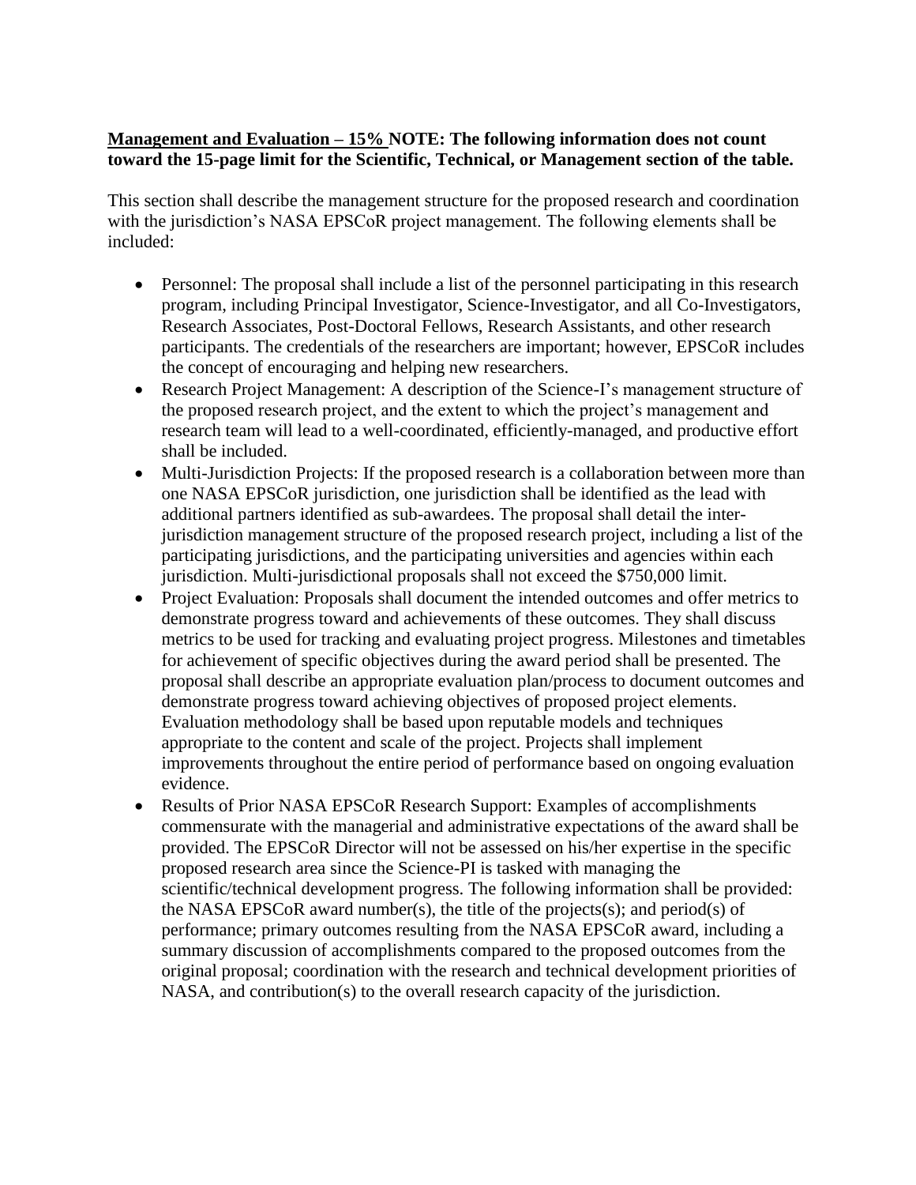**<u>Management and Evaluation – 15%</u> NOTE: The following information does not count toward the 15-page limit for the Scientific, Technical, or Management section of the table.**

This section shall describe the management structure for the proposed research and coordination with the jurisdiction's NASA EPSCoR project management. The following elements shall be included:

- Personnel: The proposal shall include a list of the personnel participating in this research program, including Principal Investigator, Science-Investigator, and all Co-Investigators, Research Associates, Post-Doctoral Fellows, Research Assistants, and other research participants. The credentials of the researchers are important; however, EPSCoR includes the concept of encouraging and helping new researchers.
- Research Project Management: A description of the Science-I's management structure of the proposed research project, and the extent to which the project's management and research team will lead to a well-coordinated, efficiently-managed, and productive effort shall be included.
- Multi-Jurisdiction Projects: If the proposed research is a collaboration between more than one NASA EPSCoR jurisdiction, one jurisdiction shall be identified as the lead with additional partners identified as sub-awardees. The proposal shall detail the inter-jurisdiction management structure of the proposed research project, including a list of the participating jurisdictions, and the participating universities and agencies within each jurisdiction. Multi-jurisdictional proposals shall not exceed the $750,000 limit.
- Project Evaluation: Proposals shall document the intended outcomes and offer metrics to demonstrate progress toward and achievements of these outcomes. They shall discuss metrics to be used for tracking and evaluating project progress. Milestones and timetables for achievement of specific objectives during the award period shall be presented. The proposal shall describe an appropriate evaluation plan/process to document outcomes and demonstrate progress toward achieving objectives of proposed project elements. Evaluation methodology shall be based upon reputable models and techniques appropriate to the content and scale of the project. Projects shall implement improvements throughout the entire period of performance based on ongoing evaluation evidence.
- Results of Prior NASA EPSCoR Research Support: Examples of accomplishments commensurate with the managerial and administrative expectations of the award shall be provided. The EPSCoR Director will not be assessed on his/her expertise in the specific proposed research area since the Science-PI is tasked with managing the scientific/technical development progress. The following information shall be provided: the NASA EPSCoR award number(s), the title of the projects(s); and period(s) of performance; primary outcomes resulting from the NASA EPSCoR award, including a summary discussion of accomplishments compared to the proposed outcomes from the original proposal; coordination with the research and technical development priorities of NASA, and contribution(s) to the overall research capacity of the jurisdiction.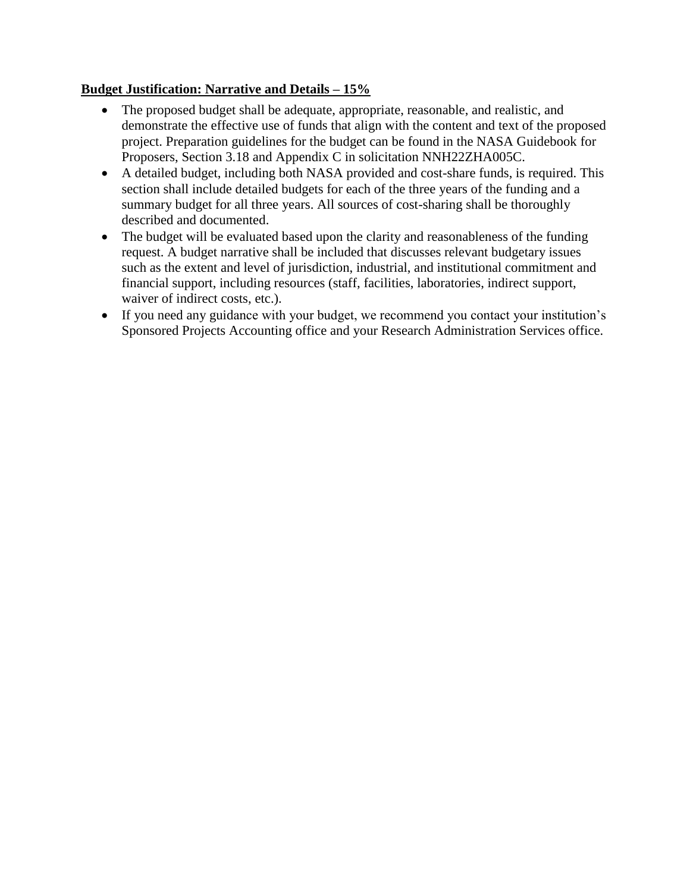**Budget Justification: Narrative and Details – 15%**

- The proposed budget shall be adequate, appropriate, reasonable, and realistic, and demonstrate the effective use of funds that align with the content and text of the proposed project. Preparation guidelines for the budget can be found in the NASA Guidebook for Proposers, Section 3.18 and Appendix C in solicitation NNH22ZHA005C.
- A detailed budget, including both NASA provided and cost-share funds, is required. This section shall include detailed budgets for each of the three years of the funding and a summary budget for all three years. All sources of cost-sharing shall be thoroughly described and documented.
- The budget will be evaluated based upon the clarity and reasonableness of the funding request. A budget narrative shall be included that discusses relevant budgetary issues such as the extent and level of jurisdiction, industrial, and institutional commitment and financial support, including resources (staff, facilities, laboratories, indirect support, waiver of indirect costs, etc.).
- If you need any guidance with your budget, we recommend you contact your institution's Sponsored Projects Accounting office and your Research Administration Services office.